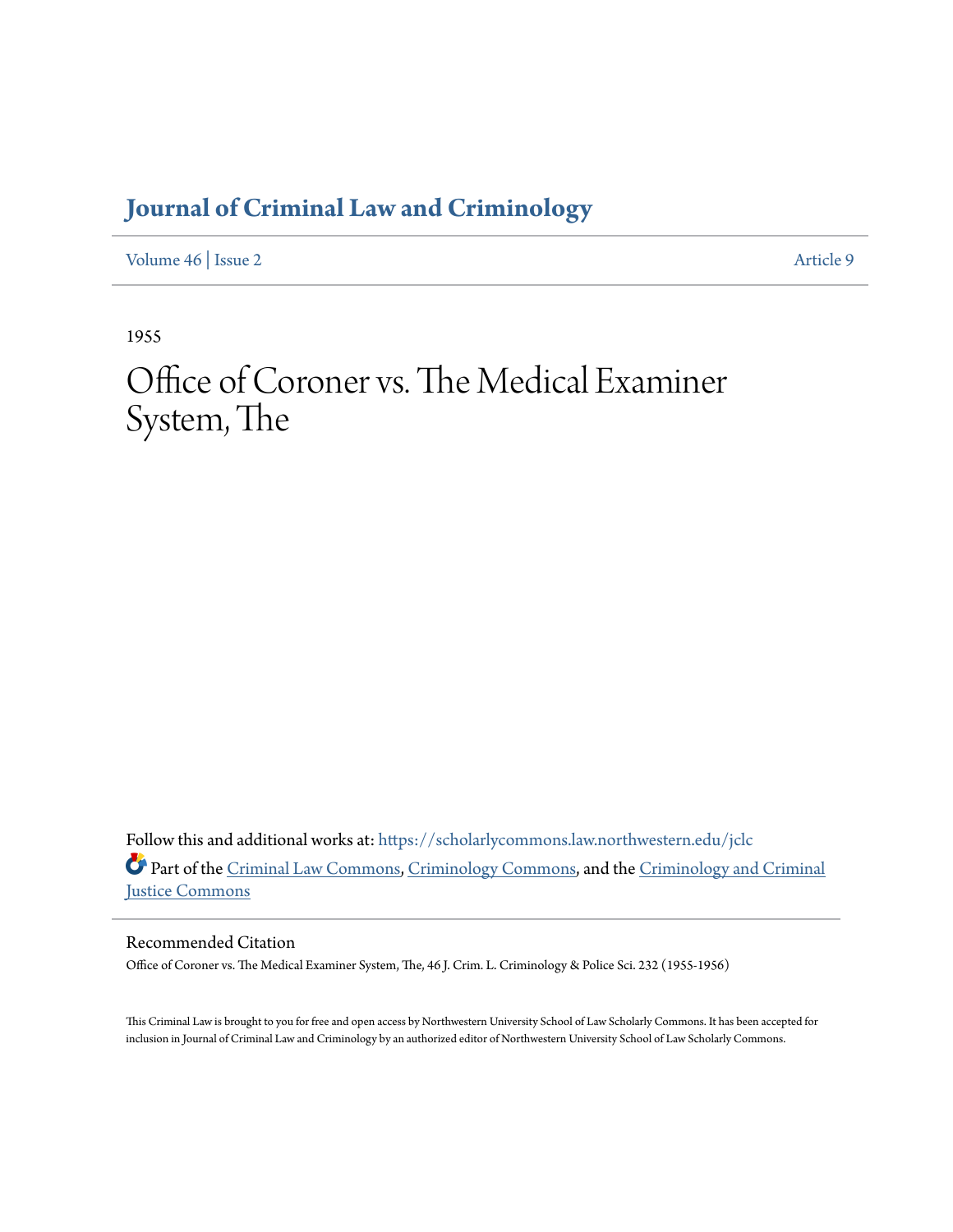# Journal of Criminal Law and Criminology

Volume 46 | Issue 2 Article 9

1955

# Office of Coroner vs. The Medical Examiner System, The

Follow this and additional works at: https://scholarlycommons.law.northwestern.edu/jclc

Part of the Criminal Law Commons, Criminology Commons, and the Criminology and Criminal Justice Commons

## Recommended Citation

Office of Coroner vs. The Medical Examiner System, The, 46 J. Crim. L. Criminology & Police Sci. 232 (1955-1956)

This Criminal Law is brought to you for free and open access by Northwestern University School of Law Scholarly Commons. It has been accepted for inclusion in Journal of Criminal Law and Criminology by an authorized editor of Northwestern University School of Law Scholarly Commons.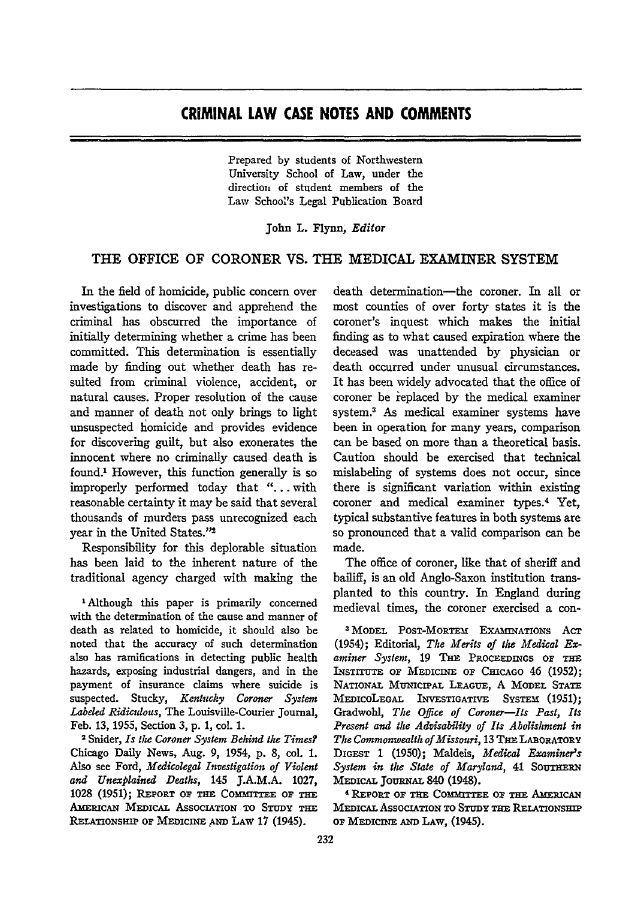## CRIMINAL LAW CASE NOTES AND COMMENTS

Prepared by students of Northwestern University School of Law, under the direction of student members of the Law School's Legal Publication Board

John L. Flynn, *Editor*

### THE OFFICE OF CORONER VS. THE MEDICAL EXAMINER SYSTEM

In the field of homicide, public concern over investigations to discover and apprehend the criminal has obscurred the importance of initially determining whether a crime has been committed. This determination is essentially made by finding out whether death has resulted from criminal violence, accident, or natural causes. Proper resolution of the cause and manner of death not only brings to light unsuspected homicide and provides evidence for discovering guilt, but also exonerates the innocent where no criminally caused death is found.[1] However, this function generally is so improperly performed today that "... with reasonable certainty it may be said that several thousands of murders pass unrecognized each year in the United States."[2]

Responsibility for this deplorable situation has been laid to the inherent nature of the traditional agency charged with making the death determination—the coroner. In all or most counties of over forty states it is the coroner's inquest which makes the initial finding as to what caused expiration where the deceased was unattended by physician or death occurred under unusual circumstances. It has been widely advocated that the office of coroner be replaced by the medical examiner system.[3] As medical examiner systems have been in operation for many years, comparison can be based on more than a theoretical basis. Caution should be exercised that technical mislabeling of systems does not occur, since there is significant variation within existing coroner and medical examiner types.[4] Yet, typical substantive features in both systems are so pronounced that a valid comparison can be made.

The office of coroner, like that of sheriff and bailiff, is an old Anglo-Saxon institution transplanted to this country. In England during medieval times, the coroner exercised a con-

---

[1] Although this paper is primarily concerned with the determination of the cause and manner of death as related to homicide, it should also be noted that the accuracy of such determination also has ramifications in detecting public health hazards, exposing industrial dangers, and in the payment of insurance claims where suicide is suspected. Stucky, *Kentucky Coroner System Labeled Ridiculous*, The Louisville-Courier Journal, Feb. 13, 1955, Section 3, p. 1, col. 1.

[2] Snider, *Is the Coroner System Behind the Times?* Chicago Daily News, Aug. 9, 1954, p. 8, col. 1. Also see Ford, *Medicolegal Investigation of Violent and Unexplained Deaths*, 145 J.A.M.A. 1027, 1028 (1951); REPORT OF THE COMMITTEE OF THE AMERICAN MEDICAL ASSOCIATION TO STUDY THE RELATIONSHIP OF MEDICINE AND LAW 17 (1945).

[3] MODEL POST-MORTEM EXAMINATIONS ACT (1954); Editorial, *The Merits of the Medical Examiner System*, 19 THE PROCEEDINGS OF THE INSTITUTE OF MEDICINE OF CHICAGO 46 (1952); NATIONAL MUNICIPAL LEAGUE, A MODEL STATE MEDICOLEGAL INVESTIGATIVE SYSTEM (1951); Gradwohl, *The Office of Coroner—Its Past, Its Present and the Advisability of Its Abolishment in The Commonwealth of Missouri*, 13 THE LABORATORY DIGEST 1 (1950); Maldeis, *Medical Examiner's System in the State of Maryland*, 41 SOUTHERN MEDICAL JOURNAL 840 (1948).

[4] REPORT OF THE COMMITTEE OF THE AMERICAN MEDICAL ASSOCIATION TO STUDY THE RELATIONSHIP OF MEDICINE AND LAW, (1945).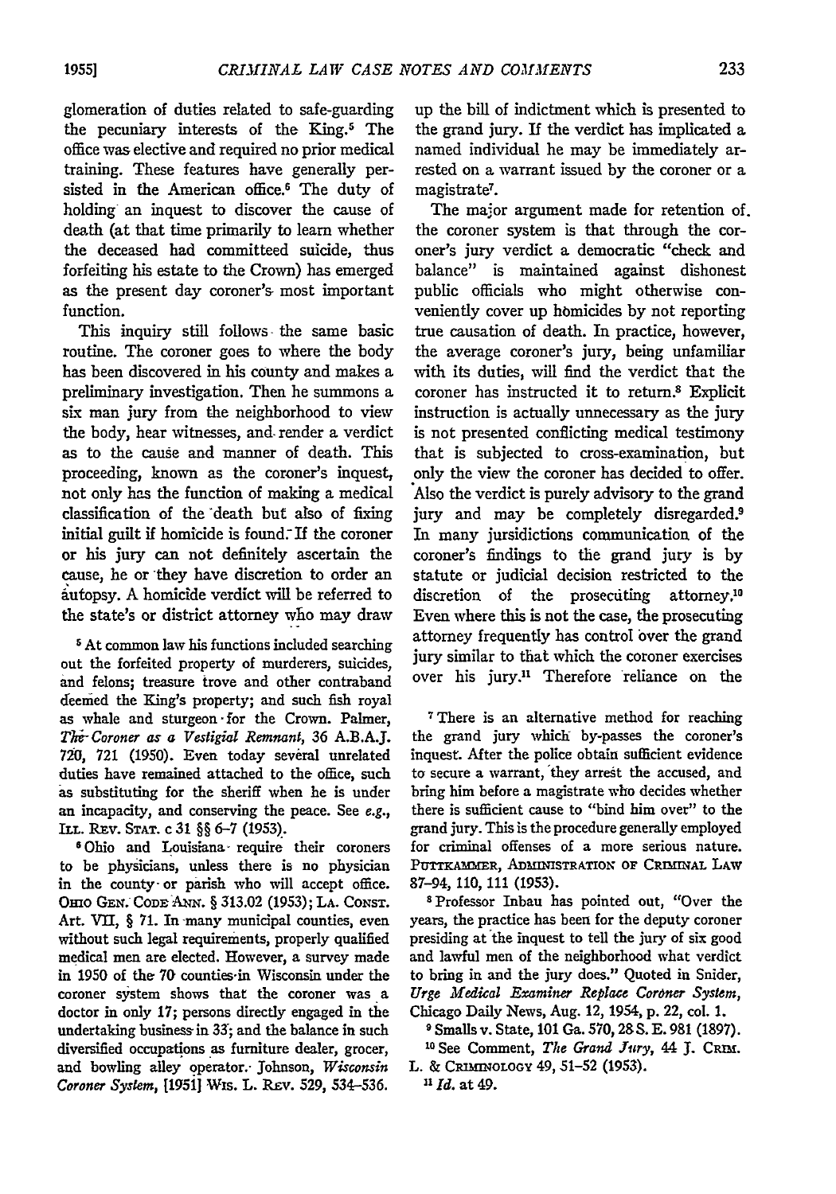glomeration of duties related to safe-guarding the pecuniary interests of the King.[5] The office was elective and required no prior medical training. These features have generally persisted in the American office.[6] The duty of holding an inquest to discover the cause of death (at that time primarily to learn whether the deceased had committeed suicide, thus forfeiting his estate to the Crown) has emerged as the present day coroner's most important function.

This inquiry still follows the same basic routine. The coroner goes to where the body has been discovered in his county and makes a preliminary investigation. Then he summons a six man jury from the neighborhood to view the body, hear witnesses, and render a verdict as to the cause and manner of death. This proceeding, known as the coroner's inquest, not only has the function of making a medical classification of the death but also of fixing initial guilt if homicide is found. If the coroner or his jury can not definitely ascertain the cause, he or they have discretion to order an autopsy. A homicide verdict will be referred to the state's or district attorney who may draw up the bill of indictment which is presented to the grand jury. If the verdict has implicated a named individual he may be immediately arrested on a warrant issued by the coroner or a magistrate[7].

The major argument made for retention of the coroner system is that through the coroner's jury verdict a democratic "check and balance" is maintained against dishonest public officials who might otherwise conveniently cover up homicides by not reporting true causation of death. In practice, however, the average coroner's jury, being unfamiliar with its duties, will find the verdict that the coroner has instructed it to return.[8] Explicit instruction is actually unnecessary as the jury is not presented conflicting medical testimony that is subjected to cross-examination, but only the view the coroner has decided to offer. Also the verdict is purely advisory to the grand jury and may be completely disregarded.[9] In many jursidictions communication of the coroner's findings to the grand jury is by statute or judicial decision restricted to the discretion of the prosecuting attorney.[10] Even where this is not the case, the prosecuting attorney frequently has control over the grand jury similar to that which the coroner exercises over his jury.[11] Therefore reliance on the

[5] At common law his functions included searching out the forfeited property of murderers, suicides, and felons; treasure trove and other contraband deemed the King's property; and such fish royal as whale and sturgeon for the Crown. Palmer, *The Coroner as a Vestigial Remnant*, 36 A.B.A.J. 720, 721 (1950). Even today several unrelated duties have remained attached to the office, such as substituting for the sheriff when he is under an incapacity, and conserving the peace. See *e.g.*, Ill. Rev. Stat. c 31 §§ 6-7 (1953).

[6] Ohio and Louisiana require their coroners to be physicians, unless there is no physician in the county or parish who will accept office. Ohio Gen. Code Ann. § 313.02 (1953); La. Const. Art. VII, § 71. In many municipal counties, even without such legal requirements, properly qualified medical men are elected. However, a survey made in 1950 of the 70 counties in Wisconsin under the coroner system shows that the coroner was a doctor in only 17; persons directly engaged in the undertaking business in 33; and the balance in such diversified occupations as furniture dealer, grocer, and bowling alley operator. Johnson, *Wisconsin Coroner System*, [1951] Wis. L. Rev. 529, 534-536.

[7] There is an alternative method for reaching the grand jury which by-passes the coroner's inquest. After the police obtain sufficient evidence to secure a warrant, they arrest the accused, and bring him before a magistrate who decides whether there is sufficient cause to "bind him over" to the grand jury. This is the procedure generally employed for criminal offenses of a more serious nature. Puttkammer, Administration of Criminal Law 87-94, 110, 111 (1953).

[8] Professor Inbau has pointed out, "Over the years, the practice has been for the deputy coroner presiding at the inquest to tell the jury of six good and lawful men of the neighborhood what verdict to bring in and the jury does." Quoted in Snider, *Urge Medical Examiner Replace Coroner System*, Chicago Daily News, Aug. 12, 1954, p. 22, col. 1.

[9] Smalls v. State, 101 Ga. 570, 28 S. E. 981 (1897).

[10] See Comment, *The Grand Jury*, 44 J. Crim. L. & Criminology 49, 51-52 (1953).

[11] *Id.* at 49.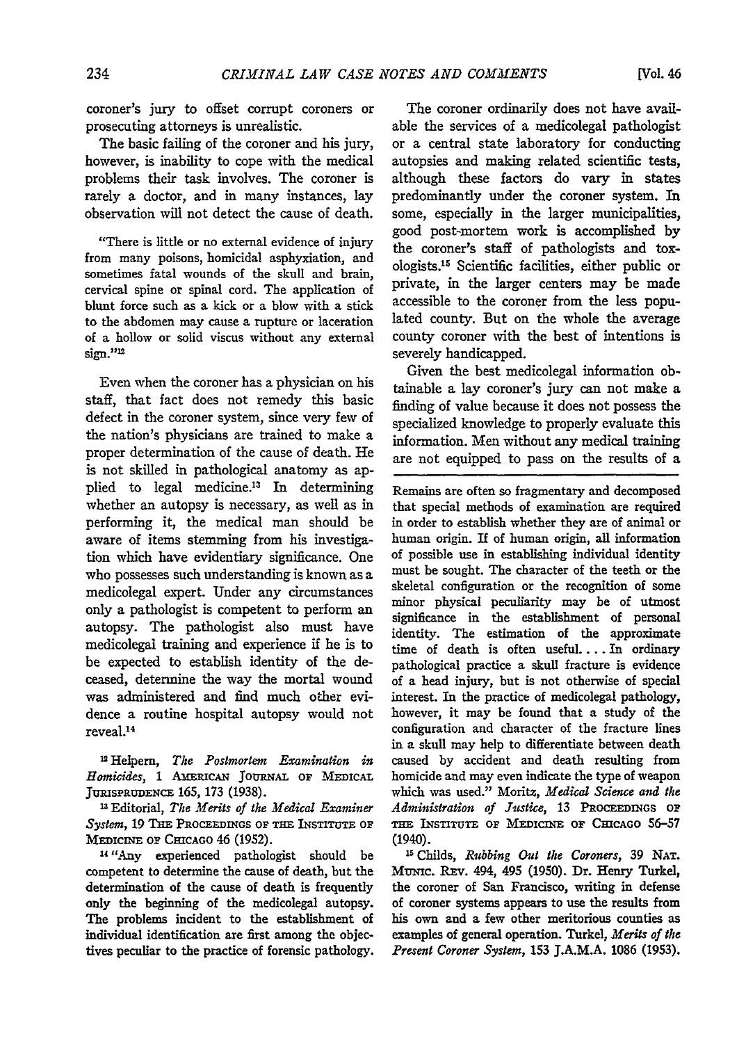coroner's jury to offset corrupt coroners or prosecuting attorneys is unrealistic.

The basic failing of the coroner and his jury, however, is inability to cope with the medical problems their task involves. The coroner is rarely a doctor, and in many instances, lay observation will not detect the cause of death.

> "There is little or no external evidence of injury from many poisons, homicidal asphyxiation, and sometimes fatal wounds of the skull and brain, cervical spine or spinal cord. The application of blunt force such as a kick or a blow with a stick to the abdomen may cause a rupture or laceration of a hollow or solid viscus without any external sign."[12]

Even when the coroner has a physician on his staff, that fact does not remedy this basic defect in the coroner system, since very few of the nation's physicians are trained to make a proper determination of the cause of death. He is not skilled in pathological anatomy as applied to legal medicine.[13] In determining whether an autopsy is necessary, as well as in performing it, the medical man should be aware of items stemming from his investigation which have evidentiary significance. One who possesses such understanding is known as a medicolegal expert. Under any circumstances only a pathologist is competent to perform an autopsy. The pathologist also must have medicolegal training and experience if he is to be expected to establish identity of the deceased, determine the way the mortal wound was administered and find much other evidence a routine hospital autopsy would not reveal.[14]

The coroner ordinarily does not have available the services of a medicolegal pathologist or a central state laboratory for conducting autopsies and making related scientific tests, although these factors do vary in states predominantly under the coroner system. In some, especially in the larger municipalities, good post-mortem work is accomplished by the coroner's staff of pathologists and toxologists.[15] Scientific facilities, either public or private, in the larger centers may be made accessible to the coroner from the less populated county. But on the whole the average county coroner with the best of intentions is severely handicapped.

Given the best medicolegal information obtainable a lay coroner's jury can not make a finding of value because it does not possess the specialized knowledge to properly evaluate this information. Men without any medical training are not equipped to pass on the results of a

---

[12] Helpern, *The Postmortem Examination in Homicides*, 1 American Journal of Medical Jurisprudence 165, 173 (1938).

[13] Editorial, *The Merits of the Medical Examiner System*, 19 The Proceedings of the Institute of Medicine of Chicago 46 (1952).

[14] "Any experienced pathologist should be competent to determine the cause of death, but the determination of the cause of death is frequently only the beginning of the medicolegal autopsy. The problems incident to the establishment of individual identification are first among the objectives peculiar to the practice of forensic pathology. Remains are often so fragmentary and decomposed that special methods of examination are required in order to establish whether they are of animal or human origin. If of human origin, all information of possible use in establishing individual identity must be sought. The character of the teeth or the skeletal configuration or the recognition of some minor physical peculiarity may be of utmost significance in the establishment of personal identity. The estimation of the approximate time of death is often useful. . . . In ordinary pathological practice a skull fracture is evidence of a head injury, but is not otherwise of special interest. In the practice of medicolegal pathology, however, it may be found that a study of the configuration and character of the fracture lines in a skull may help to differentiate between death caused by accident and death resulting from homicide and may even indicate the type of weapon which was used." Moritz, *Medical Science and the Administration of Justice*, 13 Proceedings of the Institute of Medicine of Chicago 56–57 (1940).

[15] Childs, *Rubbing Out the Coroners*, 39 Nat. Munic. Rev. 494, 495 (1950). Dr. Henry Turkel, the coroner of San Francisco, writing in defense of coroner systems appears to use the results from his own and a few other meritorious counties as examples of general operation. Turkel, *Merits of the Present Coroner System*, 153 J.A.M.A. 1086 (1953).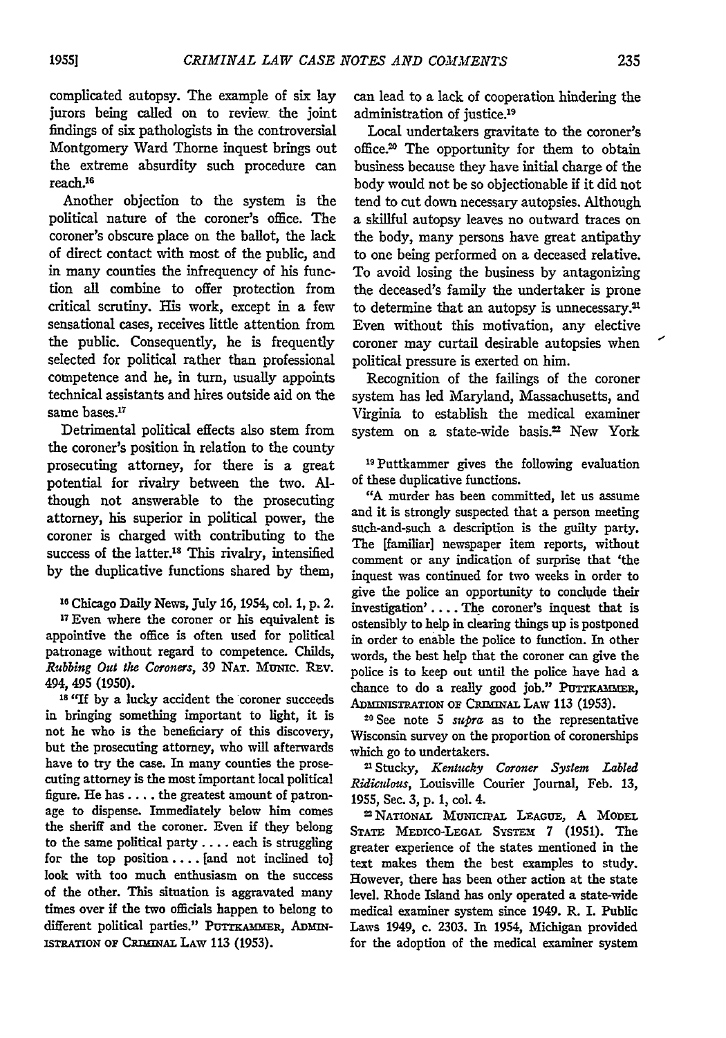complicated autopsy. The example of six lay jurors being called on to review the joint findings of six pathologists in the controversial Montgomery Ward Thorne inquest brings out the extreme absurdity such procedure can reach.[16]

Another objection to the system is the political nature of the coroner's office. The coroner's obscure place on the ballot, the lack of direct contact with most of the public, and in many counties the infrequency of his function all combine to offer protection from critical scrutiny. His work, except in a few sensational cases, receives little attention from the public. Consequently, he is frequently selected for political rather than professional competence and he, in turn, usually appoints technical assistants and hires outside aid on the same bases.[17]

Detrimental political effects also stem from the coroner's position in relation to the county prosecuting attorney, for there is a great potential for rivalry between the two. Although not answerable to the prosecuting attorney, his superior in political power, the coroner is charged with contributing to the success of the latter.[18] This rivalry, intensified by the duplicative functions shared by them, can lead to a lack of cooperation hindering the administration of justice.[19]

Local undertakers gravitate to the coroner's office.[20] The opportunity for them to obtain business because they have initial charge of the body would not be so objectionable if it did not tend to cut down necessary autopsies. Although a skillful autopsy leaves no outward traces on the body, many persons have great antipathy to one being performed on a deceased relative. To avoid losing the business by antagonizing the deceased's family the undertaker is prone to determine that an autopsy is unnecessary.[21] Even without this motivation, any elective coroner may curtail desirable autopsies when political pressure is exerted on him.

Recognition of the failings of the coroner system has led Maryland, Massachusetts, and Virginia to establish the medical examiner system on a state-wide basis.[22] New York

---

[16] Chicago Daily News, July 16, 1954, col. 1, p. 2.

[17] Even where the coroner or his equivalent is appointive the office is often used for political patronage without regard to competence. Childs, *Rubbing Out the Coroners*, 39 NAT. MUNIC. REV. 494, 495 (1950).

[18] "If by a lucky accident the coroner succeeds in bringing something important to light, it is not he who is the beneficiary of this discovery, but the prosecuting attorney, who will afterwards have to try the case. In many counties the prosecuting attorney is the most important local political figure. He has . . . . the greatest amount of patronage to dispense. Immediately below him comes the sheriff and the coroner. Even if they belong to the same political party . . . . each is struggling for the top position . . . . [and not inclined to] look with too much enthusiasm on the success of the other. This situation is aggravated many times over if the two officials happen to belong to different political parties." PUTTKAMMER, ADMINISTRATION OF CRIMINAL LAW 113 (1953).

[19] Puttkammer gives the following evaluation of these duplicative functions.

"A murder has been committed, let us assume and it is strongly suspected that a person meeting such-and-such a description is the guilty party. The [familiar] newspaper item reports, without comment or any indication of surprise that 'the inquest was continued for two weeks in order to give the police an opportunity to conclude their investigation' . . . . The coroner's inquest that is ostensibly to help in clearing things up is postponed in order to enable the police to function. In other words, the best help that the coroner can give the police is to keep out until the police have had a chance to do a really good job." PUTTKAMMER, ADMINISTRATION OF CRIMINAL LAW 113 (1953).

[20] See note 5 *supra* as to the representative Wisconsin survey on the proportion of coronerships which go to undertakers.

[21] Stucky, *Kentucky Coroner System Labled Ridiculous*, Louisville Courier Journal, Feb. 13, 1955, Sec. 3, p. 1, col. 4.

[22] NATIONAL MUNICIPAL LEAGUE, A MODEL STATE MEDICO-LEGAL SYSTEM 7 (1951). The greater experience of the states mentioned in the text makes them the best examples to study. However, there has been other action at the state level. Rhode Island has only operated a state-wide medical examiner system since 1949. R. I. Public Laws 1949, c. 2303. In 1954, Michigan provided for the adoption of the medical examiner system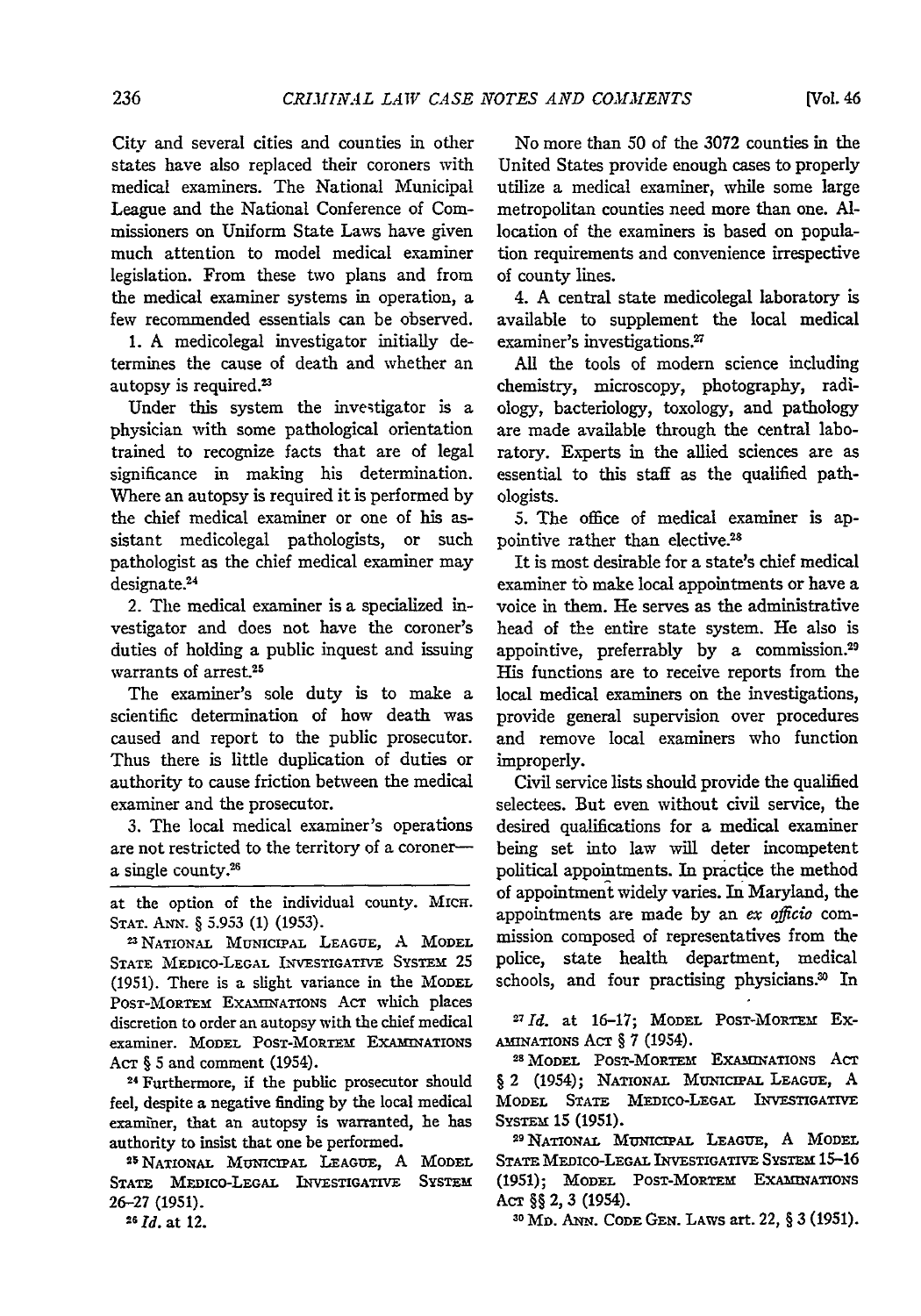City and several cities and counties in other states have also replaced their coroners with medical examiners. The National Municipal League and the National Conference of Commissioners on Uniform State Laws have given much attention to model medical examiner legislation. From these two plans and from the medical examiner systems in operation, a few recommended essentials can be observed.

1. A medicolegal investigator initially determines the cause of death and whether an autopsy is required.[23]

Under this system the investigator is a physician with some pathological orientation trained to recognize facts that are of legal significance in making his determination. Where an autopsy is required it is performed by the chief medical examiner or one of his assistant medicolegal pathologists, or such pathologist as the chief medical examiner may designate.[24]

2. The medical examiner is a specialized investigator and does not have the coroner's duties of holding a public inquest and issuing warrants of arrest.[25]

The examiner's sole duty is to make a scientific determination of how death was caused and report to the public prosecutor. Thus there is little duplication of duties or authority to cause friction between the medical examiner and the prosecutor.

3. The local medical examiner's operations are not restricted to the territory of a coroner—a single county.[26]

No more than 50 of the 3072 counties in the United States provide enough cases to properly utilize a medical examiner, while some large metropolitan counties need more than one. Allocation of the examiners is based on population requirements and convenience irrespective of county lines.

4. A central state medicolegal laboratory is available to supplement the local medical examiner's investigations.[27]

All the tools of modern science including chemistry, microscopy, photography, radiology, bacteriology, toxology, and pathology are made available through the central laboratory. Experts in the allied sciences are as essential to this staff as the qualified pathologists.

5. The office of medical examiner is appointive rather than elective.[28]

It is most desirable for a state's chief medical examiner to make local appointments or have a voice in them. He serves as the administrative head of the entire state system. He also is appointive, preferrably by a commission.[29] His functions are to receive reports from the local medical examiners on the investigations, provide general supervision over procedures and remove local examiners who function improperly.

Civil service lists should provide the qualified selectees. But even without civil service, the desired qualifications for a medical examiner being set into law will deter incompetent political appointments. In practice the method of appointment widely varies. In Maryland, the appointments are made by an *ex officio* commission composed of representatives from the police, state health department, medical schools, and four practising physicians.[30] In

---

at the option of the individual county. MICH. STAT. ANN. § 5.953 (1) (1953).

[23] NATIONAL MUNICIPAL LEAGUE, A MODEL STATE MEDICO-LEGAL INVESTIGATIVE SYSTEM 25 (1951). There is a slight variance in the MODEL POST-MORTEM EXAMINATIONS ACT which places discretion to order an autopsy with the chief medical examiner. MODEL POST-MORTEM EXAMINATIONS ACT § 5 and comment (1954).

[24] Furthermore, if the public prosecutor should feel, despite a negative finding by the local medical examiner, that an autopsy is warranted, he has authority to insist that one be performed.

[25] NATIONAL MUNICIPAL LEAGUE, A MODEL STATE MEDICO-LEGAL INVESTIGATIVE SYSTEM 26–27 (1951).

[26] *Id.* at 12.

[27] *Id.* at 16–17; MODEL POST-MORTEM EXAMINATIONS ACT § 7 (1954).

[28] MODEL POST-MORTEM EXAMINATIONS ACT § 2 (1954); NATIONAL MUNICIPAL LEAGUE, A MODEL STATE MEDICO-LEGAL INVESTIGATIVE SYSTEM 15 (1951).

[29] NATIONAL MUNICIPAL LEAGUE, A MODEL STATE MEDICO-LEGAL INVESTIGATIVE SYSTEM 15–16 (1951); MODEL POST-MORTEM EXAMINATIONS ACT §§ 2, 3 (1954).

[30] MD. ANN. CODE GEN. LAWS art. 22, § 3 (1951).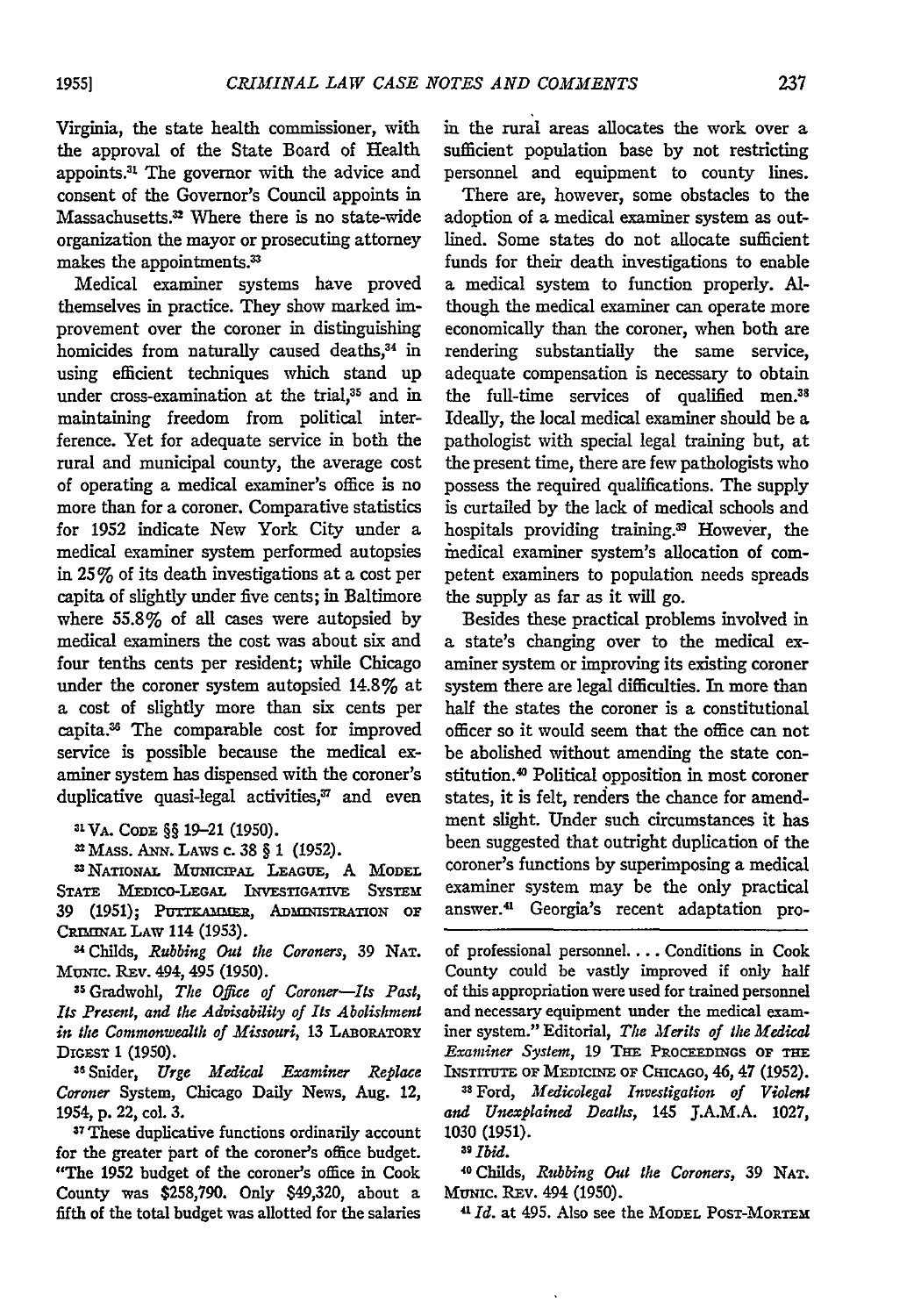Virginia, the state health commissioner, with the approval of the State Board of Health appoints.[31] The governor with the advice and consent of the Governor's Council appoints in Massachusetts.[32] Where there is no state-wide organization the mayor or prosecuting attorney makes the appointments.[33]

Medical examiner systems have proved themselves in practice. They show marked improvement over the coroner in distinguishing homicides from naturally caused deaths,[34] in using efficient techniques which stand up under cross-examination at the trial,[35] and in maintaining freedom from political interference. Yet for adequate service in both the rural and municipal county, the average cost of operating a medical examiner's office is no more than for a coroner. Comparative statistics for 1952 indicate New York City under a medical examiner system performed autopsies in 25% of its death investigations at a cost per capita of slightly under five cents; in Baltimore where 55.8% of all cases were autopsied by medical examiners the cost was about six and four tenths cents per resident; while Chicago under the coroner system autopsied 14.8% at a cost of slightly more than six cents per capita.[36] The comparable cost for improved service is possible because the medical examiner system has dispensed with the coroner's duplicative quasi-legal activities,[37] and even in the rural areas allocates the work over a sufficient population base by not restricting personnel and equipment to county lines.

There are, however, some obstacles to the adoption of a medical examiner system as outlined. Some states do not allocate sufficient funds for their death investigations to enable a medical system to function properly. Although the medical examiner can operate more economically than the coroner, when both are rendering substantially the same service, adequate compensation is necessary to obtain the full-time services of qualified men.[38] Ideally, the local medical examiner should be a pathologist with special legal training but, at the present time, there are few pathologists who possess the required qualifications. The supply is curtailed by the lack of medical schools and hospitals providing training.[39] However, the medical examiner system's allocation of competent examiners to population needs spreads the supply as far as it will go.

Besides these practical problems involved in a state's changing over to the medical examiner system or improving its existing coroner system there are legal difficulties. In more than half the states the coroner is a constitutional officer so it would seem that the office can not be abolished without amending the state constitution.[40] Political opposition in most coroner states, it is felt, renders the chance for amendment slight. Under such circumstances it has been suggested that outright duplication of the coroner's functions by superimposing a medical examiner system may be the only practical answer.[41] Georgia's recent adaptation pro-

---

[31] VA. CODE §§ 19-21 (1950).

[32] MASS. ANN. LAWS c. 38 § 1 (1952).

[33] NATIONAL MUNICIPAL LEAGUE, A MODEL STATE MEDICO-LEGAL INVESTIGATIVE SYSTEM 39 (1951); PUTTKAMMER, ADMINISTRATION OF CRIMINAL LAW 114 (1953).

[34] Childs, *Rubbing Out the Coroners*, 39 NAT. MUNIC. REV. 494, 495 (1950).

[35] Gradwohl, *The Office of Coroner—Its Past, Its Present, and the Advisability of Its Abolishment in the Commonwealth of Missouri*, 13 LABORATORY DIGEST 1 (1950).

[36] Snider, *Urge Medical Examiner Replace Coroner* System, Chicago Daily News, Aug. 12, 1954, p. 22, col. 3.

[37] These duplicative functions ordinarily account for the greater part of the coroner's office budget. "The 1952 budget of the coroner's office in Cook County was $258,790. Only $49,320, about a fifth of the total budget was allotted for the salaries of professional personnel. . . . Conditions in Cook County could be vastly improved if only half of this appropriation were used for trained personnel and necessary equipment under the medical examiner system." Editorial, *The Merits of the Medical Examiner System*, 19 THE PROCEEDINGS OF THE INSTITUTE OF MEDICINE OF CHICAGO, 46, 47 (1952).

[38] Ford, *Medicolegal Investigation of Violent and Unexplained Deaths*, 145 J.A.M.A. 1027, 1030 (1951).

[39] *Ibid.*

[40] Childs, *Rubbing Out the Coroners*, 39 NAT. MUNIC. REV. 494 (1950).

[41] *Id.* at 495. Also see the MODEL POST-MORTEM